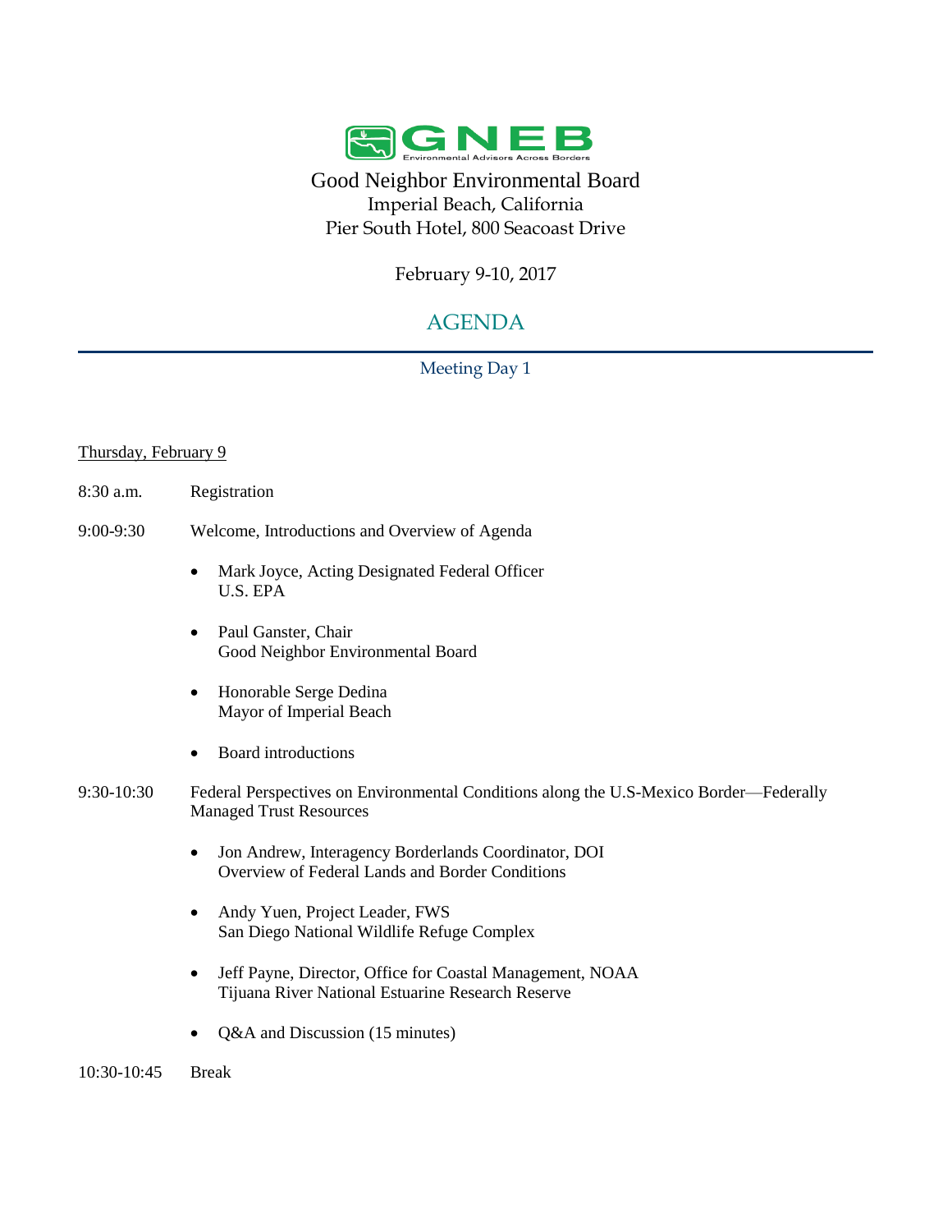GNEB
Environmental Advisors Across Borders

# Good Neighbor Environmental Board

Imperial Beach, California
Pier South Hotel, 800 Seacoast Drive

February 9-10, 2017

## AGENDA

### Meeting Day 1

Thursday, February 9

8:30 a.m. Registration

9:00-9:30 Welcome, Introductions and Overview of Agenda

- Mark Joyce, Acting Designated Federal Officer
  U.S. EPA
- Paul Ganster, Chair
  Good Neighbor Environmental Board
- Honorable Serge Dedina
  Mayor of Imperial Beach
- Board introductions

9:30-10:30 Federal Perspectives on Environmental Conditions along the U.S-Mexico Border—Federally Managed Trust Resources

- Jon Andrew, Interagency Borderlands Coordinator, DOI
  Overview of Federal Lands and Border Conditions
- Andy Yuen, Project Leader, FWS
  San Diego National Wildlife Refuge Complex
- Jeff Payne, Director, Office for Coastal Management, NOAA
  Tijuana River National Estuarine Research Reserve
- Q&A and Discussion (15 minutes)

10:30-10:45 Break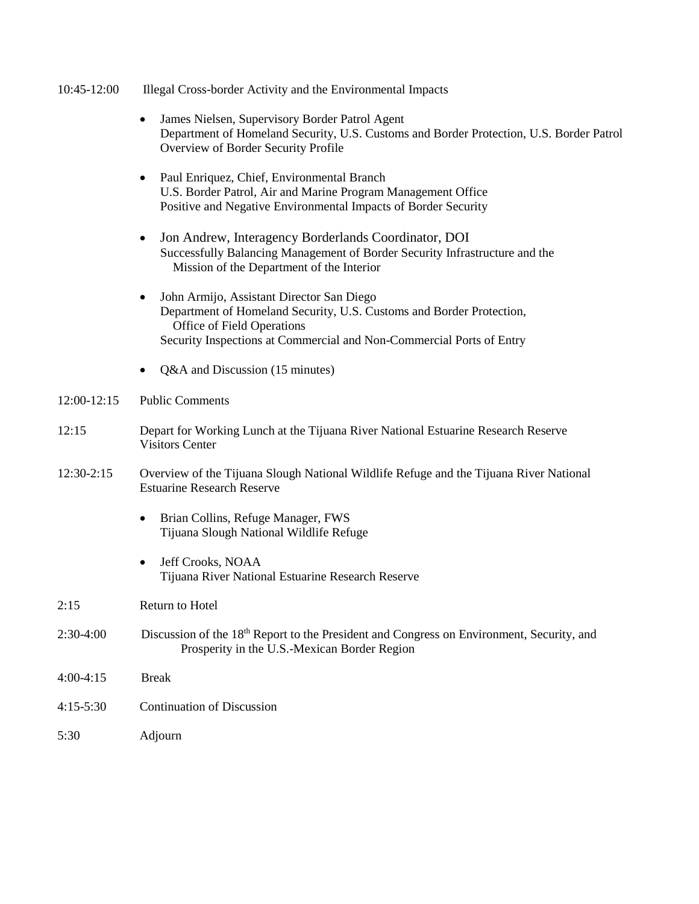10:45-12:00 Illegal Cross-border Activity and the Environmental Impacts

- James Nielsen, Supervisory Border Patrol Agent
  Department of Homeland Security, U.S. Customs and Border Protection, U.S. Border Patrol
  Overview of Border Security Profile

- Paul Enriquez, Chief, Environmental Branch
  U.S. Border Patrol, Air and Marine Program Management Office
  Positive and Negative Environmental Impacts of Border Security

- Jon Andrew, Interagency Borderlands Coordinator, DOI
  Successfully Balancing Management of Border Security Infrastructure and the Mission of the Department of the Interior

- John Armijo, Assistant Director San Diego
  Department of Homeland Security, U.S. Customs and Border Protection, Office of Field Operations
  Security Inspections at Commercial and Non-Commercial Ports of Entry

- Q&A and Discussion (15 minutes)

12:00-12:15 Public Comments

12:15 Depart for Working Lunch at the Tijuana River National Estuarine Research Reserve Visitors Center

12:30-2:15 Overview of the Tijuana Slough National Wildlife Refuge and the Tijuana River National Estuarine Research Reserve

- Brian Collins, Refuge Manager, FWS
  Tijuana Slough National Wildlife Refuge

- Jeff Crooks, NOAA
  Tijuana River National Estuarine Research Reserve

2:15 Return to Hotel

2:30-4:00 Discussion of the 18th Report to the President and Congress on Environment, Security, and Prosperity in the U.S.-Mexican Border Region

4:00-4:15 Break

4:15-5:30 Continuation of Discussion

5:30 Adjourn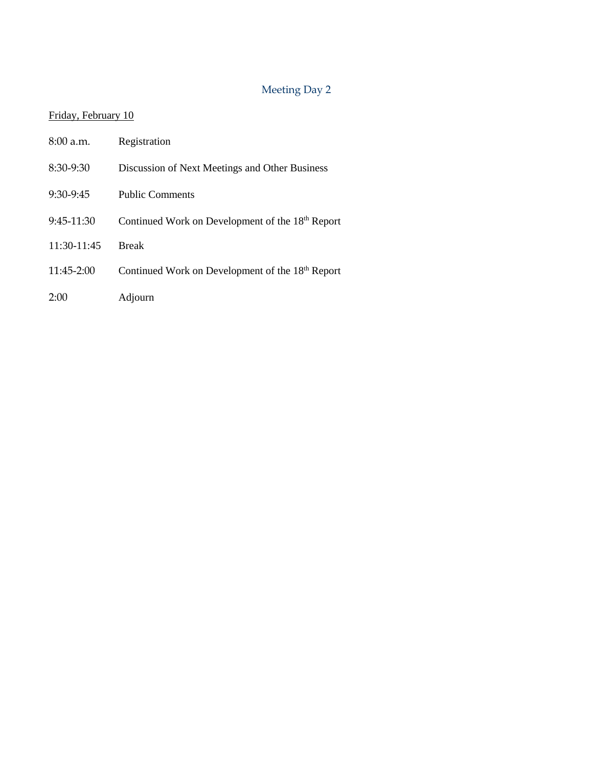## Meeting Day 2

Friday, February 10

| | |
|---|---|
| 8:00 a.m. | Registration |
| 8:30-9:30 | Discussion of Next Meetings and Other Business |
| 9:30-9:45 | Public Comments |
| 9:45-11:30 | Continued Work on Development of the 18th Report |
| 11:30-11:45 | Break |
| 11:45-2:00 | Continued Work on Development of the 18th Report |
| 2:00 | Adjourn |